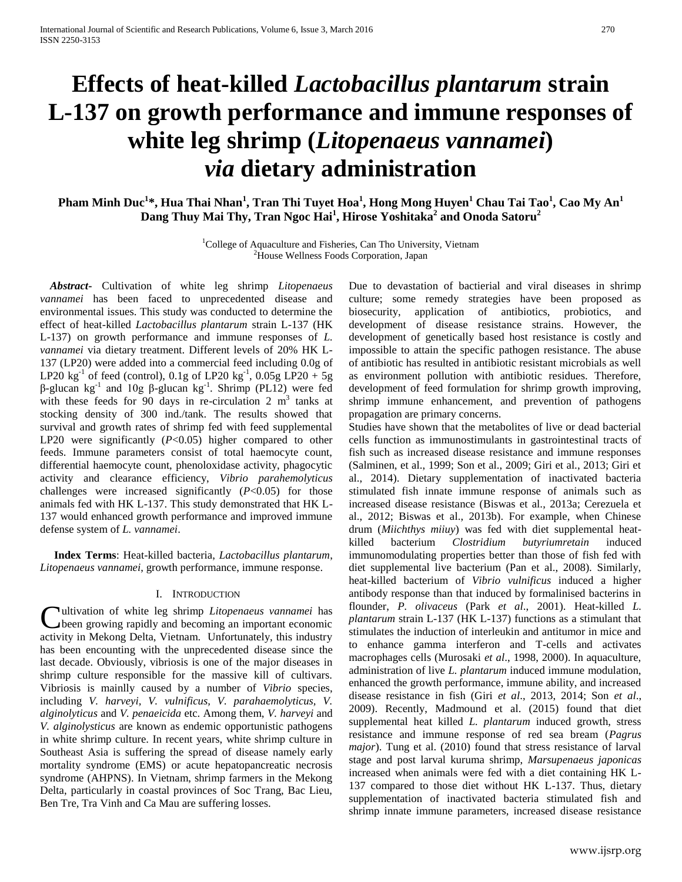# Effects of heat-killed *Lactobacillus plantarum* strain L-137 on growth performance and immune responses of white leg shrimp (*Litopenaeus vannamei*) *via* dietary administration

**Pham Minh Duc[1]*, Hua Thai Nhan[1], Tran Thi Tuyet Hoa[1], Hong Mong Huyen[1] Chau Tai Tao[1], Cao My An[1] Dang Thuy Mai Thy, Tran Ngoc Hai[1], Hirose Yoshitaka[2] and Onoda Satoru[2]**

[1]College of Aquaculture and Fisheries, Can Tho University, Vietnam
[2]House Wellness Foods Corporation, Japan

***Abstract***- Cultivation of white leg shrimp *Litopenaeus vannamei* has been faced to unprecedented disease and environmental issues. This study was conducted to determine the effect of heat-killed *Lactobacillus plantarum* strain L-137 (HK L-137) on growth performance and immune responses of *L. vannamei* via dietary treatment. Different levels of 20% HK L-137 (LP20) were added into a commercial feed including 0.0g of LP20 $kg^{-1}$ of feed (control), 0.1g of LP20 $kg^{-1}$, 0.05g LP20 + 5g β-glucan $kg^{-1}$ and 10g β-glucan $kg^{-1}$. Shrimp (PL12) were fed with these feeds for 90 days in re-circulation 2 $m^3$ tanks at stocking density of 300 ind./tank. The results showed that survival and growth rates of shrimp fed with feed supplemental LP20 were significantly ($P$<0.05) higher compared to other feeds. Immune parameters consist of total haemocyte count, differential haemocyte count, phenoloxidase activity, phagocytic activity and clearance efficiency, *Vibrio parahemolyticus* challenges were increased significantly ($P$<0.05) for those animals fed with HK L-137. This study demonstrated that HK L-137 would enhanced growth performance and improved immune defense system of *L. vannamei*.

**Index Terms**: Heat-killed bacteria, *Lactobacillus plantarum*, *Litopenaeus vannamei*, growth performance, immune response.

## I. Introduction

Cultivation of white leg shrimp *Litopenaeus vannamei* has been growing rapidly and becoming an important economic activity in Mekong Delta, Vietnam. Unfortunately, this industry has been encountering with the unprecedented disease since the last decade. Obviously, vibriosis is one of the major diseases in shrimp culture responsible for the massive kill of cultivars. Vibriosis is mainlly caused by a number of *Vibrio* species, including *V. harveyi*, *V. vulnificus*, *V. parahaemolyticus*, *V. alginolyticus* and *V. penaeicida* etc. Among them, *V. harveyi* and *V. alginolysticus* are known as endemic opportunistic pathogens in white shrimp culture. In recent years, white shrimp culture in Southeast Asia is suffering the spread of disease namely early mortality syndrome (EMS) or acute hepatopancreatic necrosis syndrome (AHPNS). In Vietnam, shrimp farmers in the Mekong Delta, particularly in coastal provinces of Soc Trang, Bac Lieu, Ben Tre, Tra Vinh and Ca Mau are suffering losses.

Due to devastation of bactierial and viral diseases in shrimp culture; some remedy strategies have been proposed as biosecurity, application of antibiotics, probiotics, and development of disease resistance strains. However, the development of genetically based host resistance is costly and impossible to attain the specific pathogen resistance. The abuse of antibiotic has resulted in antibiotic resistant microbials as well as environment pollution with antibiotic residues. Therefore, development of feed formulation for shrimp growth improving, shrimp immune enhancement, and prevention of pathogens propagation are primary concerns.

Studies have shown that the metabolites of live or dead bacterial cells function as immunostimulants in gastrointestinal tracts of fish such as increased disease resistance and immune responses (Salminen, et al., 1999; Son et al., 2009; Giri et al., 2013; Giri et al., 2014). Dietary supplementation of inactivated bacteria stimulated fish innate immune response of animals such as increased disease resistance (Biswas et al., 2013a; Cerezuela et al., 2012; Biswas et al., 2013b). For example, when Chinese drum (*Miichthys miiuy*) was fed with diet supplemental heat-killed bacterium *Clostridium butyriumretain* induced immunomodulating properties better than those of fish fed with diet supplemental live bacterium (Pan et al., 2008). Similarly, heat-killed bacterium of *Vibrio vulnificus* induced a higher antibody response than that induced by formalinised bacterins in flounder, *P. olivaceus* (Park *et al*., 2001). Heat-killed *L. plantarum* strain L-137 (HK L-137) functions as a stimulant that stimulates the induction of interleukin and antitumor in mice and to enhance gamma interferon and T-cells and activates macrophages cells (Murosaki *et al*., 1998, 2000). In aquaculture, administration of live *L. plantarum* induced immune modulation, enhanced the growth performance, immune ability, and increased disease resistance in fish (Giri *et al*., 2013, 2014; Son *et al*., 2009). Recently, Madmound et al. (2015) found that diet supplemental heat killed *L. plantarum* induced growth, stress resistance and immune response of red sea bream (*Pagrus major*). Tung et al. (2010) found that stress resistance of larval stage and post larval kuruma shrimp, *Marsupenaeus japonicas* increased when animals were fed with a diet containing HK L-137 compared to those diet without HK L-137. Thus, dietary supplementation of inactivated bacteria stimulated fish and shrimp innate immune parameters, increased disease resistance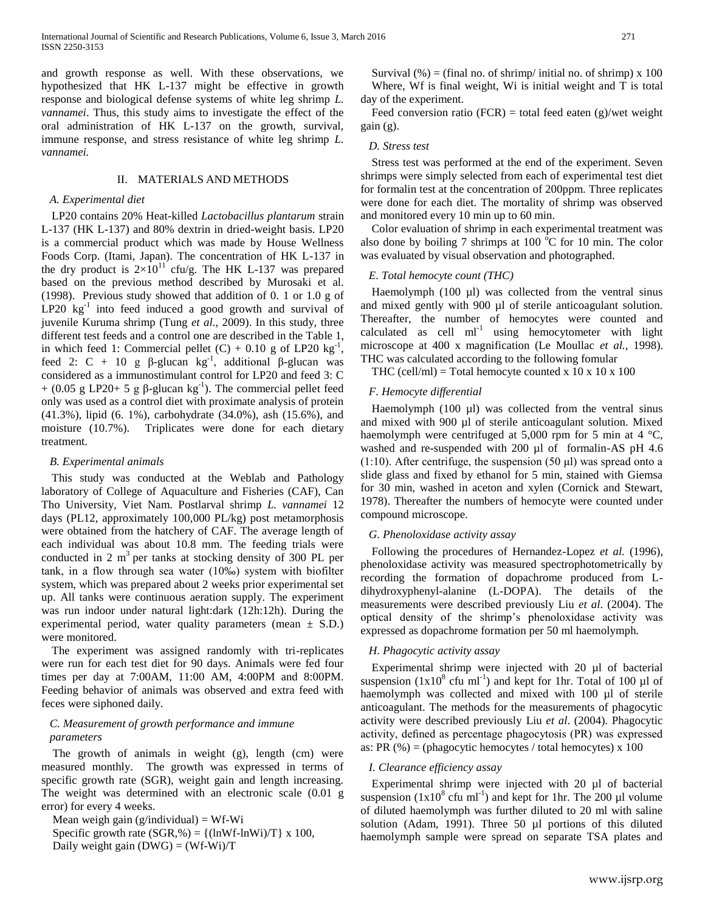and growth response as well. With these observations, we hypothesized that HK L-137 might be effective in growth response and biological defense systems of white leg shrimp *L. vannamei*. Thus, this study aims to investigate the effect of the oral administration of HK L-137 on the growth, survival, immune response, and stress resistance of white leg shrimp *L. vannamei.*

## II. MATERIALS AND METHODS

### *A. Experimental diet*

LP20 contains 20% Heat-killed *Lactobacillus plantarum* strain L-137 (HK L-137) and 80% dextrin in dried-weight basis. LP20 is a commercial product which was made by House Wellness Foods Corp. (Itami, Japan). The concentration of HK L-137 in the dry product is $2\times10^{11}$ cfu/g. The HK L-137 was prepared based on the previous method described by Murosaki et al. (1998). Previous study showed that addition of 0. 1 or 1.0 g of LP20 $kg^{-1}$ into feed induced a good growth and survival of juvenile Kuruma shrimp (Tung *et al*., 2009). In this study, three different test feeds and a control one are described in the Table 1, in which feed 1: Commercial pellet (C) + 0.10 g of LP20 $kg^{-1}$, feed 2: C + 10 g β-glucan $kg^{-1}$, additional β-glucan was considered as a immunostimulant control for LP20 and feed 3: C + (0.05 g LP20+ 5 g β-glucan $kg^{-1}$). The commercial pellet feed only was used as a control diet with proximate analysis of protein (41.3%), lipid (6. 1%), carbohydrate (34.0%), ash (15.6%), and moisture (10.7%). Triplicates were done for each dietary treatment.

### *B. Experimental animals*

This study was conducted at the Weblab and Pathology laboratory of College of Aquaculture and Fisheries (CAF), Can Tho University, Viet Nam. Postlarval shrimp *L. vannamei* 12 days (PL12, approximately 100,000 PL/kg) post metamorphosis were obtained from the hatchery of CAF. The average length of each individual was about 10.8 mm. The feeding trials were conducted in 2 $m^3$ per tanks at stocking density of 300 PL per tank, in a flow through sea water (10‰) system with biofilter system, which was prepared about 2 weeks prior experimental set up. All tanks were continuous aeration supply. The experiment was run indoor under natural light:dark (12h:12h). During the experimental period, water quality parameters (mean ± S.D.) were monitored.

The experiment was assigned randomly with tri-replicates were run for each test diet for 90 days. Animals were fed four times per day at 7:00AM, 11:00 AM, 4:00PM and 8:00PM. Feeding behavior of animals was observed and extra feed with feces were siphoned daily.

### *C. Measurement of growth performance and immune parameters*

The growth of animals in weight (g), length (cm) were measured monthly. The growth was expressed in terms of specific growth rate (SGR), weight gain and length increasing. The weight was determined with an electronic scale (0.01 g error) for every 4 weeks.

Mean weigh gain (g/individual) = Wf-Wi

Specific growth rate (SGR,%) = {(lnWf-lnWi)/T} x 100,

Daily weight gain (DWG) = (Wf-Wi)/T

Survival (%) = (final no. of shrimp/ initial no. of shrimp) x 100

Where, Wf is final weight, Wi is initial weight and T is total day of the experiment.

Feed conversion ratio (FCR) = total feed eaten (g)/wet weight gain (g).

### *D. Stress test*

Stress test was performed at the end of the experiment. Seven shrimps were simply selected from each of experimental test diet for formalin test at the concentration of 200ppm. Three replicates were done for each diet. The mortality of shrimp was observed and monitored every 10 min up to 60 min.

Color evaluation of shrimp in each experimental treatment was also done by boiling 7 shrimps at 100 °C for 10 min. The color was evaluated by visual observation and photographed.

### *E. Total hemocyte count (THC)*

Haemolymph (100 µl) was collected from the ventral sinus and mixed gently with 900 µl of sterile anticoagulant solution. Thereafter, the number of hemocytes were counted and calculated as cell $ml^{-1}$ using hemocytometer with light microscope at 400 x magnification (Le Moullac *et al.,* 1998). THC was calculated according to the following fomular

THC (cell/ml) = Total hemocyte counted x 10 x 10 x 100

### *F. Hemocyte differential*

Haemolymph (100 µl) was collected from the ventral sinus and mixed with 900 µl of sterile anticoagulant solution. Mixed haemolymph were centrifuged at 5,000 rpm for 5 min at 4 °C, washed and re-suspended with 200 µl of formalin-AS pH 4.6 (1:10). After centrifuge, the suspension (50 µl) was spread onto a slide glass and fixed by ethanol for 5 min, stained with Giemsa for 30 min, washed in aceton and xylen (Cornick and Stewart, 1978). Thereafter the numbers of hemocyte were counted under compound microscope.

### *G. Phenoloxidase activity assay*

Following the procedures of Hernandez-Lopez *et al.* (1996), phenoloxidase activity was measured spectrophotometrically by recording the formation of dopachrome produced from L-dihydroxyphenyl-alanine (L-DOPA). The details of the measurements were described previously Liu *et al*. (2004). The optical density of the shrimp's phenoloxidase activity was expressed as dopachrome formation per 50 ml haemolymph.

### *H. Phagocytic activity assay*

Experimental shrimp were injected with 20 µl of bacterial suspension ($1\times10^8$ cfu $ml^{-1}$) and kept for 1hr. Total of 100 µl of haemolymph was collected and mixed with 100 µl of sterile anticoagulant. The methods for the measurements of phagocytic activity were described previously Liu *et al*. (2004). Phagocytic activity, defined as percentage phagocytosis (PR) was expressed as: PR (%) = (phagocytic hemocytes / total hemocytes) x 100

### *I. Clearance efficiency assay*

Experimental shrimp were injected with 20 µl of bacterial suspension ($1\times10^8$ cfu $ml^{-1}$) and kept for 1hr. The 200 µl volume of diluted haemolymph was further diluted to 20 ml with saline solution (Adam, 1991). Three 50 µl portions of this diluted haemolymph sample were spread on separate TSA plates and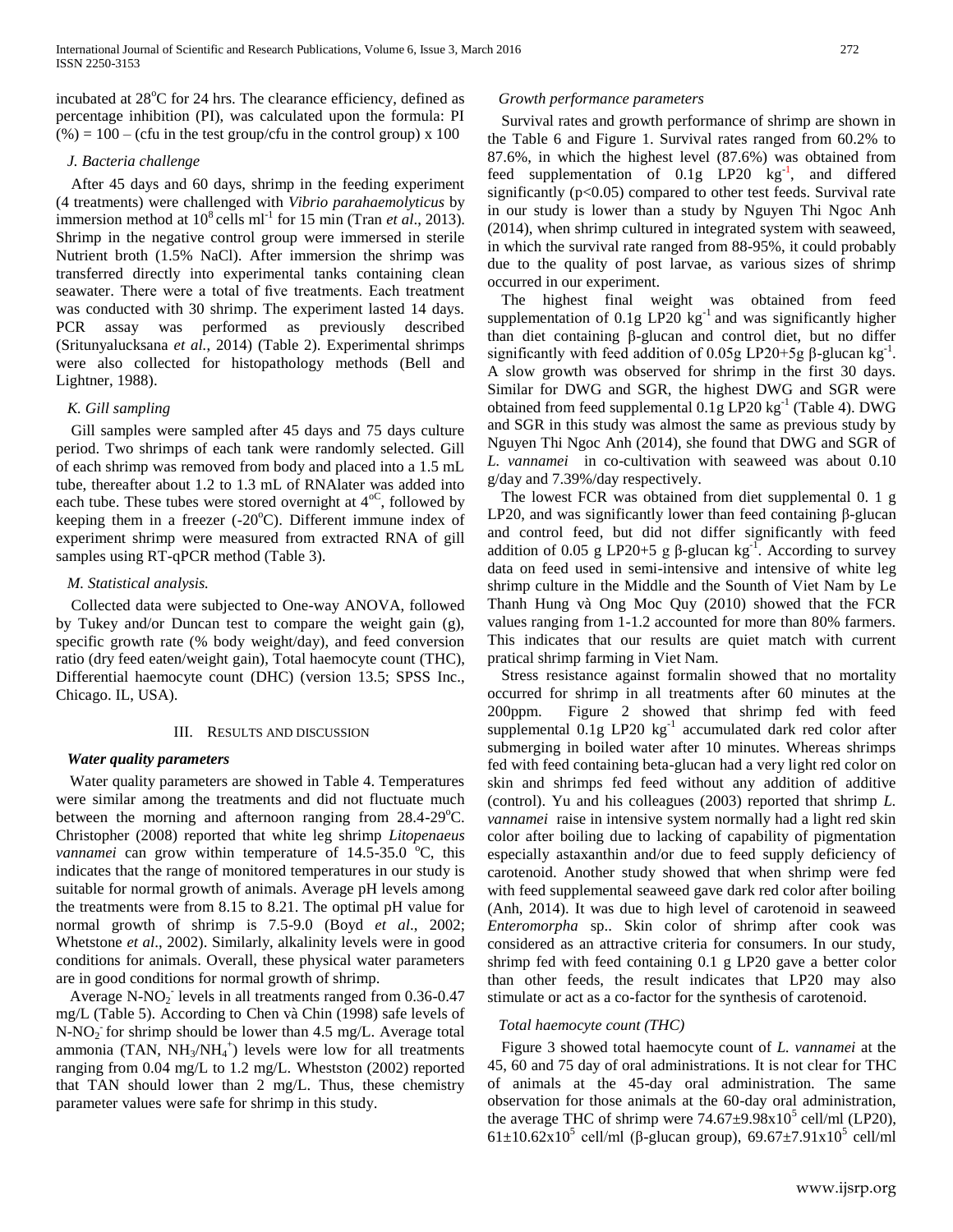incubated at 28°C for 24 hrs. The clearance efficiency, defined as percentage inhibition (PI), was calculated upon the formula: PI (%) = 100 – (cfu in the test group/cfu in the control group) x 100

### J. Bacteria challenge

After 45 days and 60 days, shrimp in the feeding experiment (4 treatments) were challenged with *Vibrio parahaemolyticus* by immersion method at $10^8$ cells $ml^{-1}$ for 15 min (Tran *et al*., 2013). Shrimp in the negative control group were immersed in sterile Nutrient broth (1.5% NaCl). After immersion the shrimp was transferred directly into experimental tanks containing clean seawater. There were a total of five treatments. Each treatment was conducted with 30 shrimp. The experiment lasted 14 days. PCR assay was performed as previously described (Sritunyalucksana *et al.*, 2014) (Table 2). Experimental shrimps were also collected for histopathology methods (Bell and Lightner, 1988).

### K. Gill sampling

Gill samples were sampled after 45 days and 75 days culture period. Two shrimps of each tank were randomly selected. Gill of each shrimp was removed from body and placed into a 1.5 mL tube, thereafter about 1.2 to 1.3 mL of RNAlater was added into each tube. These tubes were stored overnight at $4^{oC}$, followed by keeping them in a freezer (-20°C). Different immune index of experiment shrimp were measured from extracted RNA of gill samples using RT-qPCR method (Table 3).

### M. Statistical analysis.

Collected data were subjected to One-way ANOVA, followed by Tukey and/or Duncan test to compare the weight gain (g), specific growth rate (% body weight/day), and feed conversion ratio (dry feed eaten/weight gain), Total haemocyte count (THC), Differential haemocyte count (DHC) (version 13.5; SPSS Inc., Chicago. IL, USA).

## III. Results and discussion

### Water quality parameters

Water quality parameters are showed in Table 4. Temperatures were similar among the treatments and did not fluctuate much between the morning and afternoon ranging from 28.4-29°C. Christopher (2008) reported that white leg shrimp *Litopenaeus vannamei* can grow within temperature of 14.5-35.0 °C, this indicates that the range of monitored temperatures in our study is suitable for normal growth of animals. Average pH levels among the treatments were from 8.15 to 8.21. The optimal pH value for normal growth of shrimp is 7.5-9.0 (Boyd *et al*., 2002; Whetstone *et al*., 2002). Similarly, alkalinity levels were in good conditions for animals. Overall, these physical water parameters are in good conditions for normal growth of shrimp.

Average $N\text{-}NO_2^-$ levels in all treatments ranged from 0.36-0.47 mg/L (Table 5). According to Chen và Chin (1998) safe levels of $N\text{-}NO_2^-$ for shrimp should be lower than 4.5 mg/L. Average total ammonia (TAN, $NH_3/NH_4^+$) levels were low for all treatments ranging from 0.04 mg/L to 1.2 mg/L. Whestston (2002) reported that TAN should lower than 2 mg/L. Thus, these chemistry parameter values were safe for shrimp in this study.

### Growth performance parameters

Survival rates and growth performance of shrimp are shown in the Table 6 and Figure 1. Survival rates ranged from 60.2% to 87.6%, in which the highest level (87.6%) was obtained from feed supplementation of 0.1g LP20 $kg^{-1}$, and differed significantly ($p<0.05$) compared to other test feeds. Survival rate in our study is lower than a study by Nguyen Thi Ngoc Anh (2014), when shrimp cultured in integrated system with seaweed, in which the survival rate ranged from 88-95%, it could probably due to the quality of post larvae, as various sizes of shrimp occurred in our experiment.

The highest final weight was obtained from feed supplementation of 0.1g LP20 $kg^{-1}$ and was significantly higher than diet containing β-glucan and control diet, but no differ significantly with feed addition of 0.05g LP20+5g β-glucan $kg^{-1}$. A slow growth was observed for shrimp in the first 30 days. Similar for DWG and SGR, the highest DWG and SGR were obtained from feed supplemental 0.1g LP20 $kg^{-1}$ (Table 4). DWG and SGR in this study was almost the same as previous study by Nguyen Thi Ngoc Anh (2014), she found that DWG and SGR of *L. vannamei* in co-cultivation with seaweed was about 0.10 g/day and 7.39%/day respectively.

The lowest FCR was obtained from diet supplemental 0. 1 g LP20, and was significantly lower than feed containing β-glucan and control feed, but did not differ significantly with feed addition of 0.05 g LP20+5 g β-glucan $kg^{-1}$. According to survey data on feed used in semi-intensive and intensive of white leg shrimp culture in the Middle and the South of Viet Nam by Le Thanh Hung và Ong Moc Quy (2010) showed that the FCR values ranging from 1-1.2 accounted for more than 80% farmers. This indicates that our results are quiet match with current pratical shrimp farming in Viet Nam.

Stress resistance against formalin showed that no mortality occurred for shrimp in all treatments after 60 minutes at the 200ppm. Figure 2 showed that shrimp fed with feed supplemental 0.1g LP20 $kg^{-1}$ accumulated dark red color after submerging in boiled water after 10 minutes. Whereas shrimps fed with feed containing beta-glucan had a very light red color on skin and shrimps fed feed without any addition of additive (control). Yu and his colleagues (2003) reported that shrimp *L. vannamei* raise in intensive system normally had a light red skin color after boiling due to lacking of capability of pigmentation especially astaxanthin and/or due to feed supply deficiency of carotenoid. Another study showed that when shrimp were fed with feed supplemental seaweed gave dark red color after boiling (Anh, 2014). It was due to high level of carotenoid in seaweed *Enteromorpha* sp.. Skin color of shrimp after cook was considered as an attractive criteria for consumers. In our study, shrimp fed with feed containing 0.1 g LP20 gave a better color than other feeds, the result indicates that LP20 may also stimulate or act as a co-factor for the synthesis of carotenoid.

### Total haemocyte count (THC)

Figure 3 showed total haemocyte count of *L. vannamei* at the 45, 60 and 75 day of oral administrations. It is not clear for THC of animals at the 45-day oral administration. The same observation for those animals at the 60-day oral administration, the average THC of shrimp were $74.67\pm9.98\times10^5$ cell/ml (LP20), $61\pm10.62\times10^5$ cell/ml (β-glucan group), $69.67\pm7.91\times10^5$ cell/ml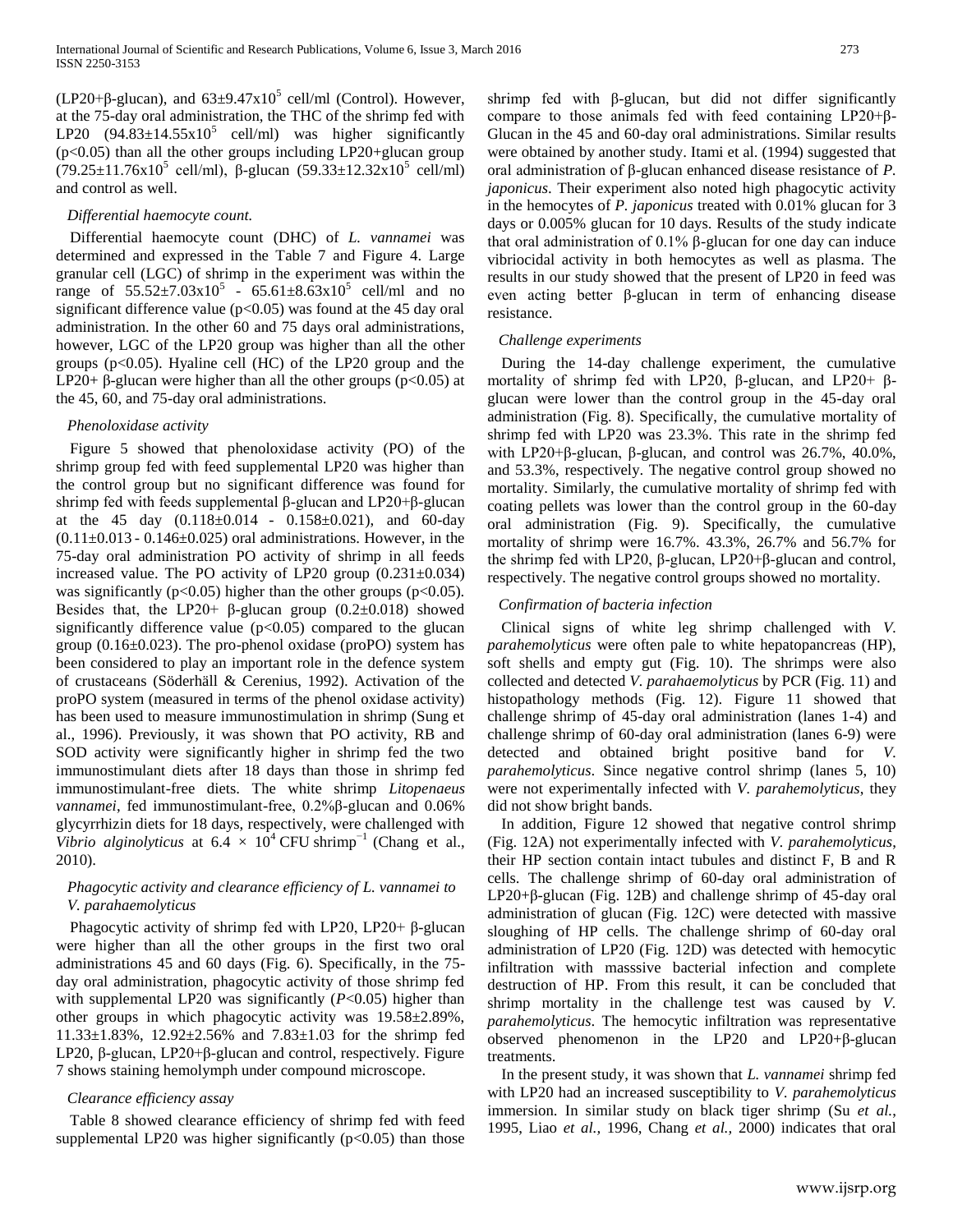(LP20+β-glucan), and $63\pm9.47\times10^5$ cell/ml (Control). However, at the 75-day oral administration, the THC of the shrimp fed with LP20 ($94.83\pm14.55\times10^5$ cell/ml) was higher significantly ($p<0.05$) than all the other groups including LP20+glucan group ($79.25\pm11.76\times10^5$ cell/ml), β-glucan ($59.33\pm12.32\times10^5$ cell/ml) and control as well.

*Differential haemocyte count.*

Differential haemocyte count (DHC) of *L. vannamei* was determined and expressed in the Table 7 and Figure 4. Large granular cell (LGC) of shrimp in the experiment was within the range of $55.52\pm7.03\times10^5$ - $65.61\pm8.63\times10^5$ cell/ml and no significant difference value ($p<0.05$) was found at the 45 day oral administration. In the other 60 and 75 days oral administrations, however, LGC of the LP20 group was higher than all the other groups ($p<0.05$). Hyaline cell (HC) of the LP20 group and the LP20+ β-glucan were higher than all the other groups ($p<0.05$) at the 45, 60, and 75-day oral administrations.

*Phenoloxidase activity*

Figure 5 showed that phenoloxidase activity (PO) of the shrimp group fed with feed supplemental LP20 was higher than the control group but no significant difference was found for shrimp fed with feeds supplemental β-glucan and LP20+β-glucan at the 45 day ($0.118\pm0.014$ - $0.158\pm0.021$), and 60-day ($0.11\pm0.013$ - $0.146\pm0.025$) oral administrations. However, in the 75-day oral administration PO activity of shrimp in all feeds increased value. The PO activity of LP20 group ($0.231\pm0.034$) was significantly ($p<0.05$) higher than the other groups ($p<0.05$). Besides that, the LP20+ β-glucan group ($0.2\pm0.018$) showed significantly difference value ($p<0.05$) compared to the glucan group ($0.16\pm0.023$). The pro-phenol oxidase (proPO) system has been considered to play an important role in the defence system of crustaceans (Söderhäll & Cerenius, 1992). Activation of the proPO system (measured in terms of the phenol oxidase activity) has been used to measure immunostimulation in shrimp (Sung et al., 1996). Previously, it was shown that PO activity, RB and SOD activity were significantly higher in shrimp fed the two immunostimulant diets after 18 days than those in shrimp fed immunostimulant-free diets. The white shrimp *Litopenaeus vannamei*, fed immunostimulant-free, 0.2%β-glucan and 0.06% glycyrrhizin diets for 18 days, respectively, were challenged with *Vibrio alginolyticus* at $6.4 \times 10^4$ CFU shrimp$^{-1}$ (Chang et al., 2010).

*Phagocytic activity and clearance efficiency of L. vannamei to V. parahaemolyticus*

Phagocytic activity of shrimp fed with LP20, LP20+ β-glucan were higher than all the other groups in the first two oral administrations 45 and 60 days (Fig. 6). Specifically, in the 75-day oral administration, phagocytic activity of those shrimp fed with supplemental LP20 was significantly ($P<0.05$) higher than other groups in which phagocytic activity was $19.58\pm2.89\%$, $11.33\pm1.83\%$, $12.92\pm2.56\%$ and $7.83\pm1.03$ for the shrimp fed LP20, β-glucan, LP20+β-glucan and control, respectively. Figure 7 shows staining hemolymph under compound microscope.

*Clearance efficiency assay*

Table 8 showed clearance efficiency of shrimp fed with feed supplemental LP20 was higher significantly ($p<0.05$) than those shrimp fed with β-glucan, but did not differ significantly compare to those animals fed with feed containing LP20+β-Glucan in the 45 and 60-day oral administrations. Similar results were obtained by another study. Itami et al. (1994) suggested that oral administration of β-glucan enhanced disease resistance of *P. japonicus*. Their experiment also noted high phagocytic activity in the hemocytes of *P. japonicus* treated with 0.01% glucan for 3 days or 0.005% glucan for 10 days. Results of the study indicate that oral administration of 0.1% β-glucan for one day can induce vibriocidal activity in both hemocytes as well as plasma. The results in our study showed that the present of LP20 in feed was even acting better β-glucan in term of enhancing disease resistance.

*Challenge experiments*

During the 14-day challenge experiment, the cumulative mortality of shrimp fed with LP20, β-glucan, and LP20+ β-glucan were lower than the control group in the 45-day oral administration (Fig. 8). Specifically, the cumulative mortality of shrimp fed with LP20 was 23.3%. This rate in the shrimp fed with LP20+β-glucan, β-glucan, and control was 26.7%, 40.0%, and 53.3%, respectively. The negative control group showed no mortality. Similarly, the cumulative mortality of shrimp fed with coating pellets was lower than the control group in the 60-day oral administration (Fig. 9). Specifically, the cumulative mortality of shrimp were 16.7%. 43.3%, 26.7% and 56.7% for the shrimp fed with LP20, β-glucan, LP20+β-glucan and control, respectively. The negative control groups showed no mortality.

*Confirmation of bacteria infection*

Clinical signs of white leg shrimp challenged with *V. parahemolyticus* were often pale to white hepatopancreas (HP), soft shells and empty gut (Fig. 10). The shrimps were also collected and detected *V. parahaemolyticus* by PCR (Fig. 11) and histopathology methods (Fig. 12). Figure 11 showed that challenge shrimp of 45-day oral administration (lanes 1-4) and challenge shrimp of 60-day oral administration (lanes 6-9) were detected and obtained bright positive band for *V. parahemolyticus*. Since negative control shrimp (lanes 5, 10) were not experimentally infected with *V. parahemolyticus*, they did not show bright bands.

In addition, Figure 12 showed that negative control shrimp (Fig. 12A) not experimentally infected with *V. parahemolyticus*, their HP section contain intact tubules and distinct F, B and R cells. The challenge shrimp of 60-day oral administration of LP20+β-glucan (Fig. 12B) and challenge shrimp of 45-day oral administration of glucan (Fig. 12C) were detected with massive sloughing of HP cells. The challenge shrimp of 60-day oral administration of LP20 (Fig. 12D) was detected with hemocytic infiltration with masssive bacterial infection and complete destruction of HP. From this result, it can be concluded that shrimp mortality in the challenge test was caused by *V. parahemolyticus*. The hemocytic infiltration was representative observed phenomenon in the LP20 and LP20+β-glucan treatments.

In the present study, it was shown that *L. vannamei* shrimp fed with LP20 had an increased susceptibility to *V. parahemolyticus* immersion. In similar study on black tiger shrimp (Su *et al.*, 1995, Liao *et al.*, 1996, Chang *et al.*, 2000) indicates that oral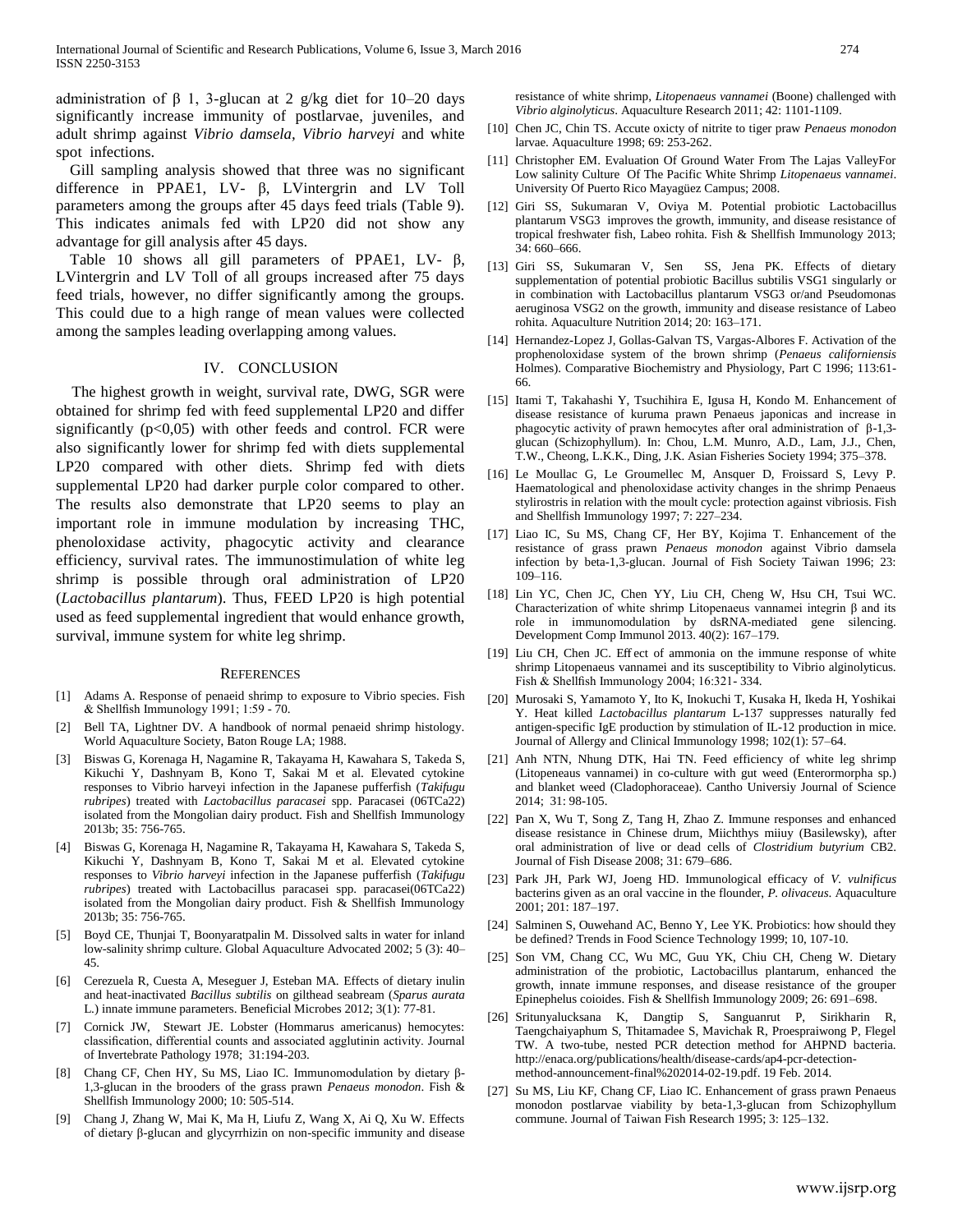administration of β 1, 3-glucan at 2 g/kg diet for 10–20 days significantly increase immunity of postlarvae, juveniles, and adult shrimp against *Vibrio damsela*, *Vibrio harveyi* and white spot infections.

Gill sampling analysis showed that three was no significant difference in PPAE1, LV- β, LVintergrin and LV Toll parameters among the groups after 45 days feed trials (Table 9). This indicates animals fed with LP20 did not show any advantage for gill analysis after 45 days.

Table 10 shows all gill parameters of PPAE1, LV- β, LVintergrin and LV Toll of all groups increased after 75 days feed trials, however, no differ significantly among the groups. This could due to a high range of mean values were collected among the samples leading overlapping among values.

## IV. CONCLUSION

The highest growth in weight, survival rate, DWG, SGR were obtained for shrimp fed with feed supplemental LP20 and differ significantly ($p<0,05$) with other feeds and control. FCR were also significantly lower for shrimp fed with diets supplemental LP20 compared with other diets. Shrimp fed with diets supplemental LP20 had darker purple color compared to other. The results also demonstrate that LP20 seems to play an important role in immune modulation by increasing THC, phenoloxidase activity, phagocytic activity and clearance efficiency, survival rates. The immunostimulation of white leg shrimp is possible through oral administration of LP20 (*Lactobacillus plantarum*). Thus, FEED LP20 is high potential used as feed supplemental ingredient that would enhance growth, survival, immune system for white leg shrimp.

## REFERENCES

[1] Adams A. Response of penaeid shrimp to exposure to Vibrio species. Fish & Shellfish Immunology 1991; 1:59 - 70.

[2] Bell TA, Lightner DV. A handbook of normal penaeid shrimp histology. World Aquaculture Society, Baton Rouge LA; 1988.

[3] Biswas G, Korenaga H, Nagamine R, Takayama H, Kawahara S, Takeda S, Kikuchi Y, Dashnyam B, Kono T, Sakai M et al. Elevated cytokine responses to Vibrio harveyi infection in the Japanese pufferfish (*Takifugu rubripes*) treated with *Lactobacillus paracasei* spp. Paracasei (06TCa22) isolated from the Mongolian dairy product. Fish and Shellfish Immunology 2013b; 35: 756-765.

[4] Biswas G, Korenaga H, Nagamine R, Takayama H, Kawahara S, Takeda S, Kikuchi Y, Dashnyam B, Kono T, Sakai M et al. Elevated cytokine responses to *Vibrio harveyi* infection in the Japanese pufferfish (*Takifugu rubripes*) treated with Lactobacillus paracasei spp. paracasei(06TCa22) isolated from the Mongolian dairy product. Fish & Shellfish Immunology 2013b; 35: 756-765.

[5] Boyd CE, Thunjai T, Boonyaratpalin M. Dissolved salts in water for inland low-salinity shrimp culture. Global Aquaculture Advocated 2002; 5 (3): 40–45.

[6] Cerezuela R, Cuesta A, Meseguer J, Esteban MA. Effects of dietary inulin and heat-inactivated *Bacillus subtilis* on gilthead seabream (*Sparus aurata* L.) innate immune parameters. Beneficial Microbes 2012; 3(1): 77-81.

[7] Cornick JW, Stewart JE. Lobster (Hommarus americanus) hemocytes: classification, differential counts and associated agglutinin activity. Journal of Invertebrate Pathology 1978; 31:194-203.

[8] Chang CF, Chen HY, Su MS, Liao IC. Immunomodulation by dietary β-1,3-glucan in the brooders of the grass prawn *Penaeus monodon*. Fish & Shellfish Immunology 2000; 10: 505-514.

[9] Chang J, Zhang W, Mai K, Ma H, Liufu Z, Wang X, Ai Q, Xu W. Effects of dietary β-glucan and glycyrrhizin on non-specific immunity and disease resistance of white shrimp, *Litopenaeus vannamei* (Boone) challenged with *Vibrio alginolyticus*. Aquaculture Research 2011; 42: 1101-1109.

[10] Chen JC, Chin TS. Accute oxicty of nitrite to tiger praw *Penaeus monodon* larvae. Aquaculture 1998; 69: 253-262.

[11] Christopher EM. Evaluation Of Ground Water From The Lajas ValleyFor Low salinity Culture Of The Pacific White Shrimp *Litopenaeus vannamei*. University Of Puerto Rico Mayagüez Campus; 2008.

[12] Giri SS, Sukumaran V, Oviya M. Potential probiotic Lactobacillus plantarum VSG3 improves the growth, immunity, and disease resistance of tropical freshwater fish, Labeo rohita. Fish & Shellfish Immunology 2013; 34: 660–666.

[13] Giri SS, Sukumaran V, Sen SS, Jena PK. Effects of dietary supplementation of potential probiotic Bacillus subtilis VSG1 singularly or in combination with Lactobacillus plantarum VSG3 or/and Pseudomonas aeruginosa VSG2 on the growth, immunity and disease resistance of Labeo rohita. Aquaculture Nutrition 2014; 20: 163–171.

[14] Hernandez-Lopez J, Gollas-Galvan TS, Vargas-Albores F. Activation of the prophenoloxidase system of the brown shrimp (*Penaeus californiensis* Holmes). Comparative Biochemistry and Physiology, Part C 1996; 113:61-66.

[15] Itami T, Takahashi Y, Tsuchihira E, Igusa H, Kondo M. Enhancement of disease resistance of kuruma prawn Penaeus japonicas and increase in phagocytic activity of prawn hemocytes after oral administration of β-1,3-glucan (Schizophyllum). In: Chou, L.M. Munro, A.D., Lam, J.J., Chen, T.W., Cheong, L.K.K., Ding, J.K. Asian Fisheries Society 1994; 375–378.

[16] Le Moullac G, Le Groumellec M, Ansquer D, Froissard S, Levy P. Haematological and phenoloxidase activity changes in the shrimp Penaeus stylirostris in relation with the moult cycle: protection against vibriosis. Fish and Shellfish Immunology 1997; 7: 227–234.

[17] Liao IC, Su MS, Chang CF, Her BY, Kojima T. Enhancement of the resistance of grass prawn *Penaeus monodon* against Vibrio damsela infection by beta-1,3-glucan. Journal of Fish Society Taiwan 1996; 23: 109–116.

[18] Lin YC, Chen JC, Chen YY, Liu CH, Cheng W, Hsu CH, Tsui WC. Characterization of white shrimp Litopenaeus vannamei integrin β and its role in immunomodulation by dsRNA-mediated gene silencing. Development Comp Immunol 2013. 40(2): 167–179.

[19] Liu CH, Chen JC. Eff ect of ammonia on the immune response of white shrimp Litopenaeus vannamei and its susceptibility to Vibrio alginolyticus. Fish & Shellfish Immunology 2004; 16:321- 334.

[20] Murosaki S, Yamamoto Y, Ito K, Inokuchi T, Kusaka H, Ikeda H, Yoshikai Y. Heat killed *Lactobacillus plantarum* L-137 suppresses naturally fed antigen-specific IgE production by stimulation of IL-12 production in mice. Journal of Allergy and Clinical Immunology 1998; 102(1): 57–64.

[21] Anh NTN, Nhung DTK, Hai TN. Feed efficiency of white leg shrimp (Litopeneaus vannamei) in co-culture with gut weed (Enterormorpha sp.) and blanket weed (Cladophoraceae). Cantho Universiy Journal of Science 2014; 31: 98-105.

[22] Pan X, Wu T, Song Z, Tang H, Zhao Z. Immune responses and enhanced disease resistance in Chinese drum, Miichthys miiuy (Basilewsky), after oral administration of live or dead cells of *Clostridium butyrium* CB2. Journal of Fish Disease 2008; 31: 679–686.

[23] Park JH, Park WJ, Joeng HD. Immunological efficacy of *V. vulnificus* bacterins given as an oral vaccine in the flounder, *P. olivaceus*. Aquaculture 2001; 201: 187–197.

[24] Salminen S, Ouwehand AC, Benno Y, Lee YK. Probiotics: how should they be defined? Trends in Food Science Technology 1999; 10, 107-10.

[25] Son VM, Chang CC, Wu MC, Guu YK, Chiu CH, Cheng W. Dietary administration of the probiotic, Lactobacillus plantarum, enhanced the growth, innate immune responses, and disease resistance of the grouper Epinephelus coioides. Fish & Shellfish Immunology 2009; 26: 691–698.

[26] Sritunyalucksana K, Dangtip S, Sanguanrut P, Sirikharin R, Taengchaiyaphum S, Thitamadee S, Mavichak R, Proespraiwong P, Flegel TW. A two-tube, nested PCR detection method for AHPND bacteria. http://enaca.org/publications/health/disease-cards/ap4-pcr-detection-method-announcement-final%202014-02-19.pdf. 19 Feb. 2014.

[27] Su MS, Liu KF, Chang CF, Liao IC. Enhancement of grass prawn Penaeus monodon postlarvae viability by beta-1,3-glucan from Schizophyllum commune. Journal of Taiwan Fish Research 1995; 3: 125–132.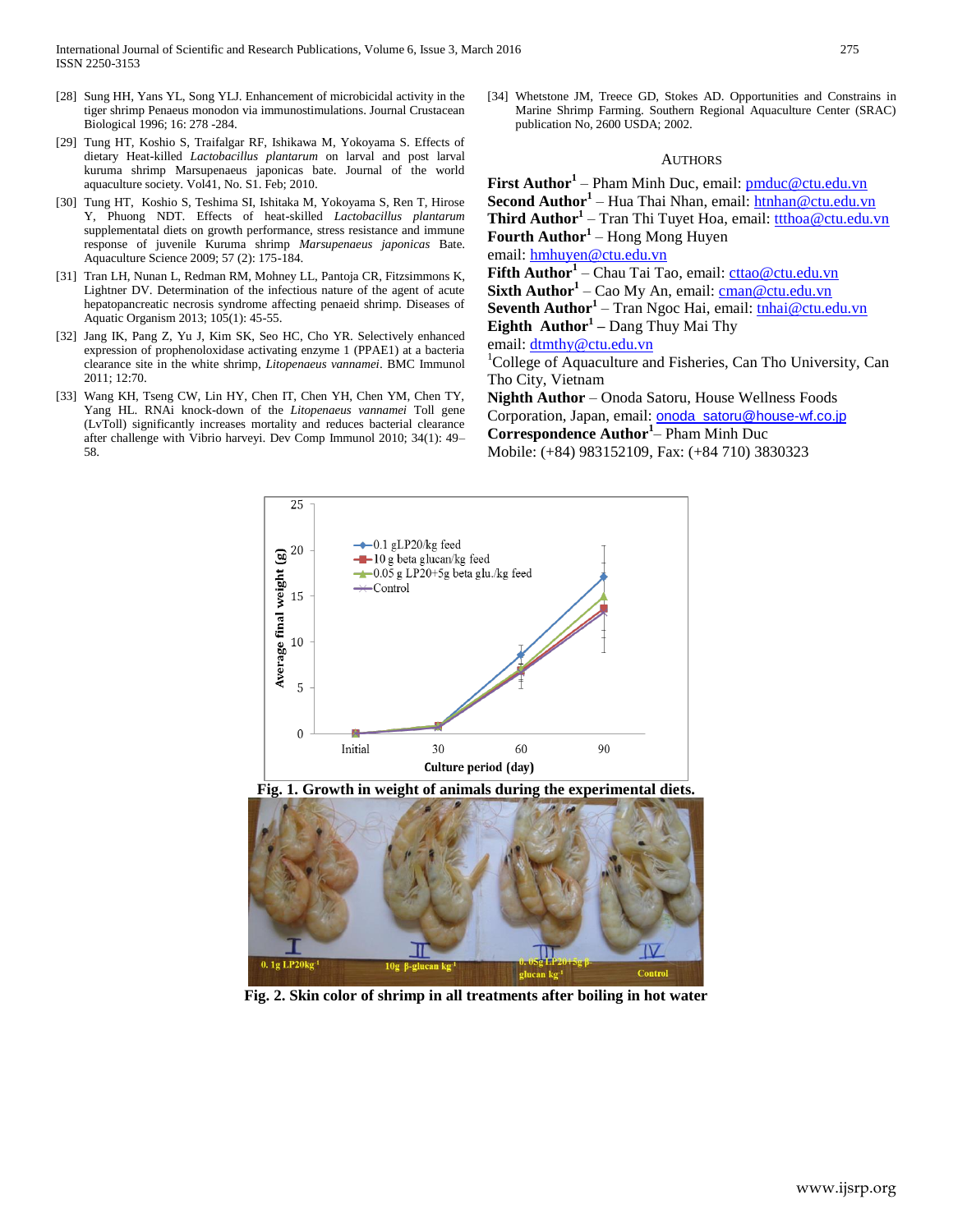[28] Sung HH, Yans YL, Song YLJ. Enhancement of microbicidal activity in the tiger shrimp Penaeus monodon via immunostimulations. Journal Crustacean Biological 1996; 16: 278 -284.

[29] Tung HT, Koshio S, Traifalgar RF, Ishikawa M, Yokoyama S. Effects of dietary Heat-killed *Lactobacillus plantarum* on larval and post larval kuruma shrimp Marsupenaeus japonicas bate. Journal of the world aquaculture society. Vol41, No. S1. Feb; 2010.

[30] Tung HT, Koshio S, Teshima SI, Ishitaka M, Yokoyama S, Ren T, Hirose Y, Phuong NDT. Effects of heat-sklled *Lactobacillus plantarum* supplementatal diets on growth performance, stress resistance and immune response of juvenile Kuruma shrimp *Marsupenaeus japonicas* Bate. Aquaculture Science 2009; 57 (2): 175-184.

[31] Tran LH, Nunan L, Redman RM, Mohney LL, Pantoja CR, Fitzsimmons K, Lightner DV. Determination of the infectious nature of the agent of acute hepatopancreatic necrosis syndrome affecting penaeid shrimp. Diseases of Aquatic Organism 2013; 105(1): 45-55.

[32] Jang IK, Pang Z, Yu J, Kim SK, Seo HC, Cho YR. Selectively enhanced expression of prophenoloxidase activating enzyme 1 (PPAE1) at a bacteria clearance site in the white shrimp, *Litopenaeus vannamei*. BMC Immunol 2011; 12:70.

[33] Wang KH, Tseng CW, Lin HY, Chen IT, Chen YH, Chen YM, Chen TY, Yang HL. RNAi knock-down of the *Litopenaeus vannamei* Toll gene (LvToll) significantly increases mortality and reduces bacterial clearance after challenge with Vibrio harveyi. Dev Comp Immunol 2010; 34(1): 49–58.

[34] Whetstone JM, Treece GD, Stokes AD. Opportunities and Constrains in Marine Shrimp Farming. Southern Regional Aquaculture Center (SRAC) publication No, 2600 USDA; 2002.

## AUTHORS

**First Author**[1] – Pham Minh Duc, email: pmduc@ctu.edu.vn
**Second Author**[1] – Hua Thai Nhan, email: htnhan@ctu.edu.vn
**Third Author**[1] – Tran Thi Tuyet Hoa, email: ttthoa@ctu.edu.vn
**Fourth Author**[1] – Hong Mong Huyen
email: hmhuyen@ctu.edu.vn
**Fifth Author**[1] – Chau Tai Tao, email: cttao@ctu.edu.vn
**Sixth Author**[1] – Cao My An, email: cman@ctu.edu.vn
**Seventh Author**[1] – Tran Ngoc Hai, email: tnhai@ctu.edu.vn
**Eighth Author**[1] – Dang Thuy Mai Thy
email: dtmthy@ctu.edu.vn
[1]College of Aquaculture and Fisheries, Can Tho University, Can Tho City, Vietnam
**Nighth Author** – Onoda Satoru, House Wellness Foods Corporation, Japan, email: onoda_satoru@house-wf.co.jp
**Correspondence Author**[1]– Pham Minh Duc
Mobile: (+84) 983152109, Fax: (+84 710) 3830323

**Fig. 1. Growth in weight of animals during the experimental diets.**

**Fig. 2. Skin color of shrimp in all treatments after boiling in hot water**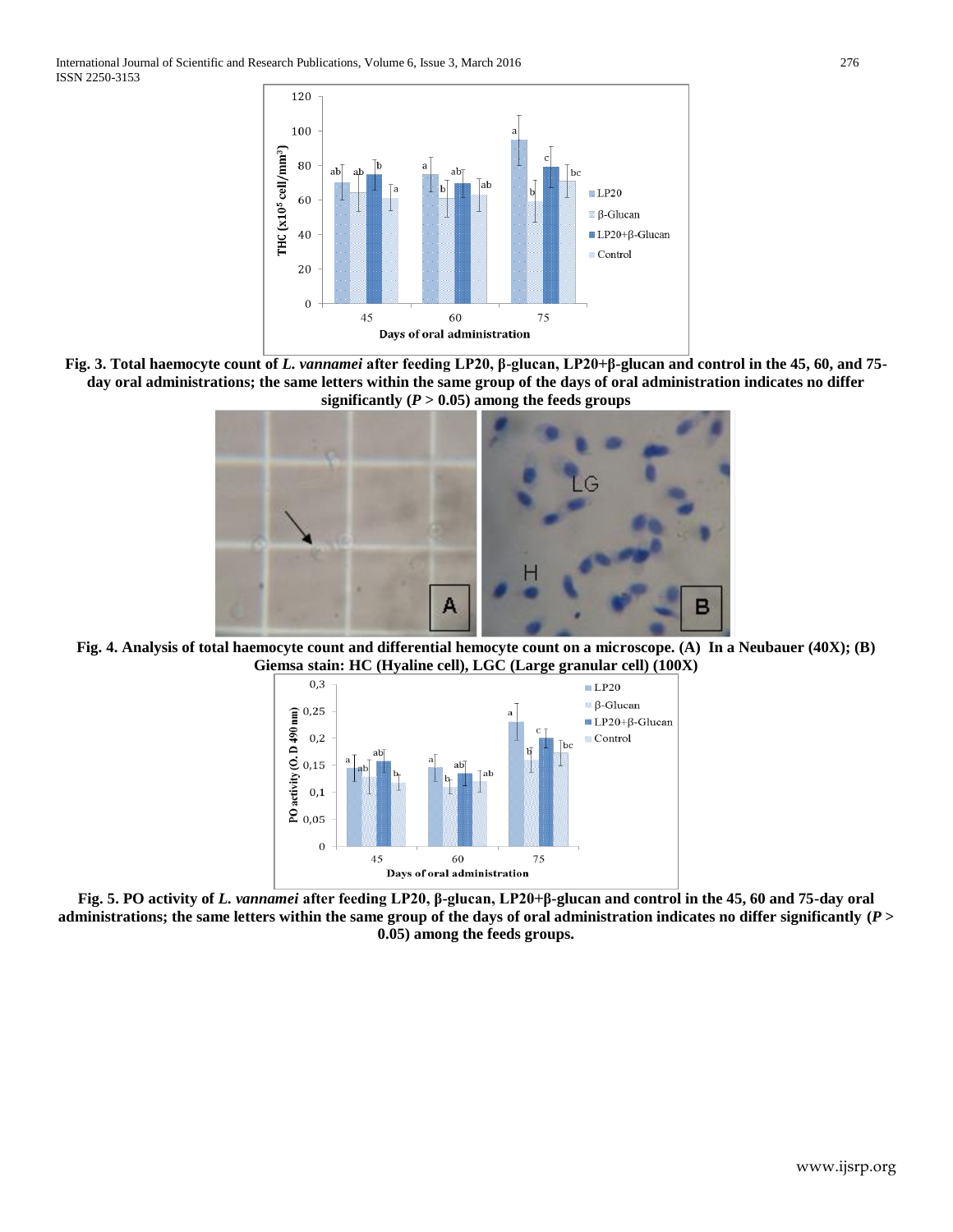**Fig. 3. Total haemocyte count of *L. vannamei* after feeding LP20, β-glucan, LP20+β-glucan and control in the 45, 60, and 75-day oral administrations; the same letters within the same group of the days of oral administration indicates no differ significantly ($P > 0.05$) among the feeds groups**

**Fig. 4. Analysis of total haemocyte count and differential hemocyte count on a microscope. (A) In a Neubauer (40X); (B) Giemsa stain: HC (Hyaline cell), LGC (Large granular cell) (100X)**

**Fig. 5. PO activity of *L. vannamei* after feeding LP20, β-glucan, LP20+β-glucan and control in the 45, 60 and 75-day oral administrations; the same letters within the same group of the days of oral administration indicates no differ significantly ($P > 0.05$) among the feeds groups.**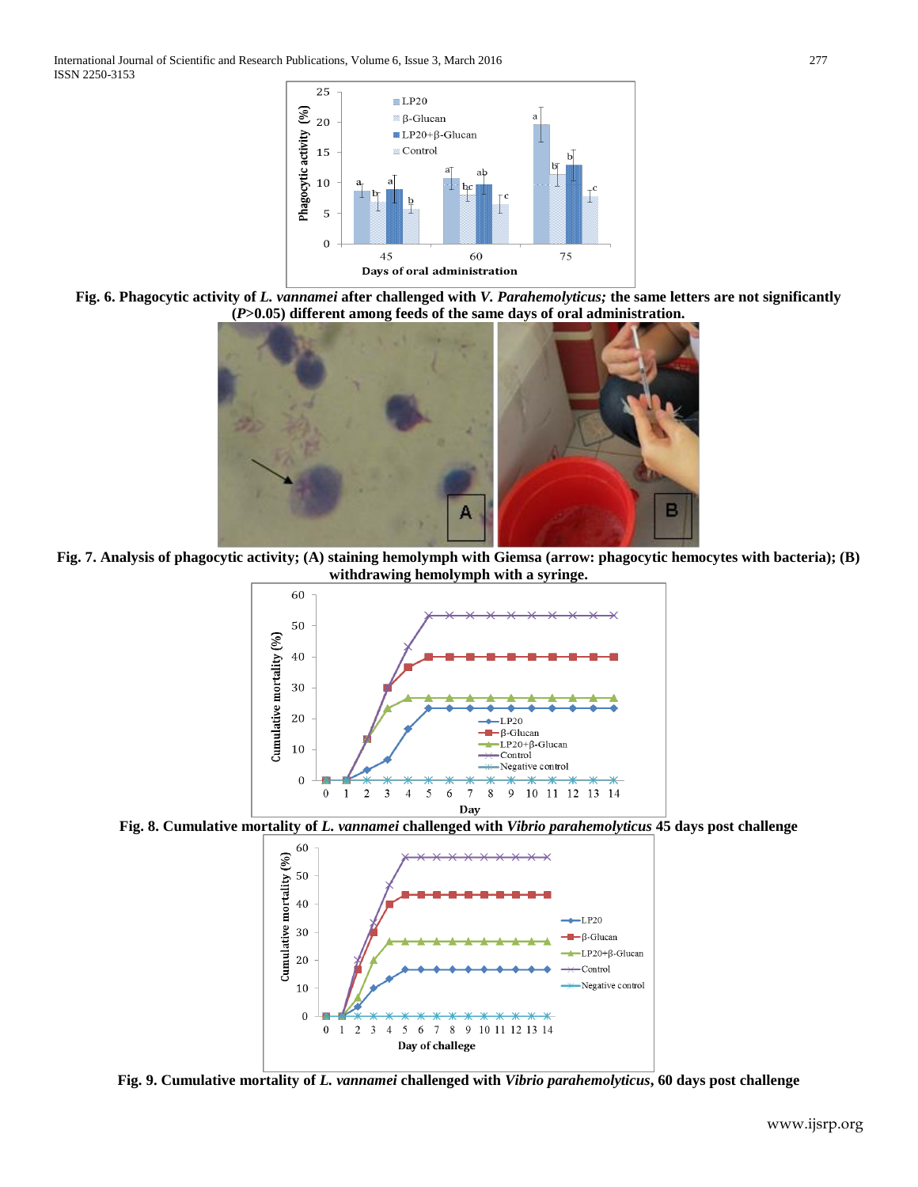**Fig. 6. Phagocytic activity of *L. vannamei* after challenged with *V. Parahemolyticus;* the same letters are not significantly (*P*>0.05) different among feeds of the same days of oral administration.**

**Fig. 7. Analysis of phagocytic activity; (A) staining hemolymph with Giemsa (arrow: phagocytic hemocytes with bacteria); (B) withdrawing hemolymph with a syringe.**

**Fig. 8. Cumulative mortality of *L. vannamei* challenged with *Vibrio parahemolyticus* 45 days post challenge**

**Fig. 9. Cumulative mortality of *L. vannamei* challenged with *Vibrio parahemolyticus*, 60 days post challenge**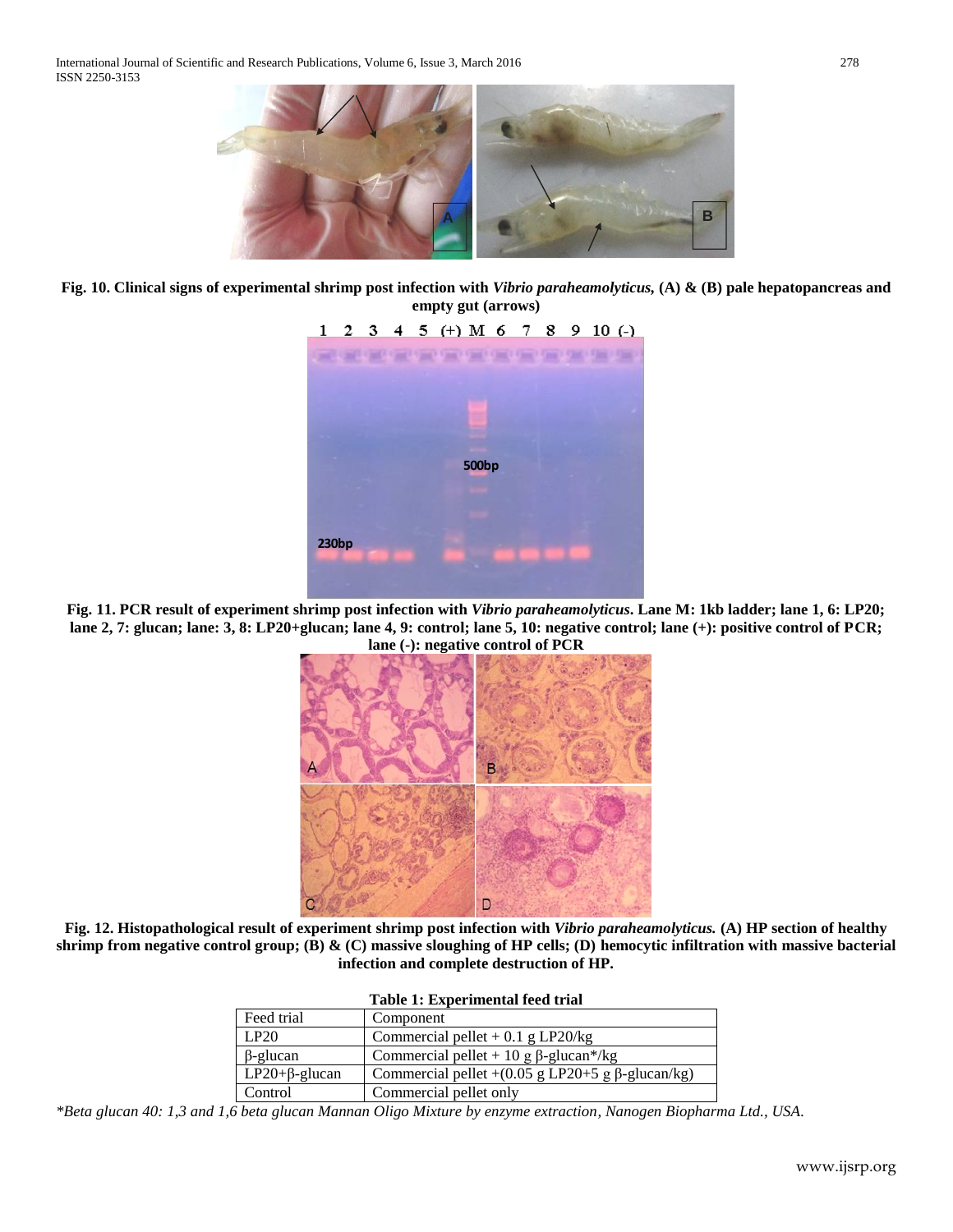**Fig. 10. Clinical signs of experimental shrimp post infection with *Vibrio paraheamolyticus,* (A) & (B) pale hepatopancreas and empty gut (arrows)**

**Fig. 11. PCR result of experiment shrimp post infection with *Vibrio paraheamolyticus*. Lane M: 1kb ladder; lane 1, 6: LP20; lane 2, 7: glucan; lane: 3, 8: LP20+glucan; lane 4, 9: control; lane 5, 10: negative control; lane (+): positive control of PCR; lane (-): negative control of PCR**

**Fig. 12. Histopathological result of experiment shrimp post infection with *Vibrio paraheamolyticus.* (A) HP section of healthy shrimp from negative control group; (B) & (C) massive sloughing of HP cells; (D) hemocytic infiltration with massive bacterial infection and complete destruction of HP.**

**Table 1: Experimental feed trial**

| Feed trial | Component |
|---|---|
| LP20 | Commercial pellet + 0.1 g LP20/kg |
| β-glucan | Commercial pellet + 10 g β-glucan*/kg |
| LP20+β-glucan | Commercial pellet +(0.05 g LP20+5 g β-glucan/kg) |
| Control | Commercial pellet only |

*\*Beta glucan 40: 1,3 and 1,6 beta glucan Mannan Oligo Mixture by enzyme extraction, Nanogen Biopharma Ltd., USA.*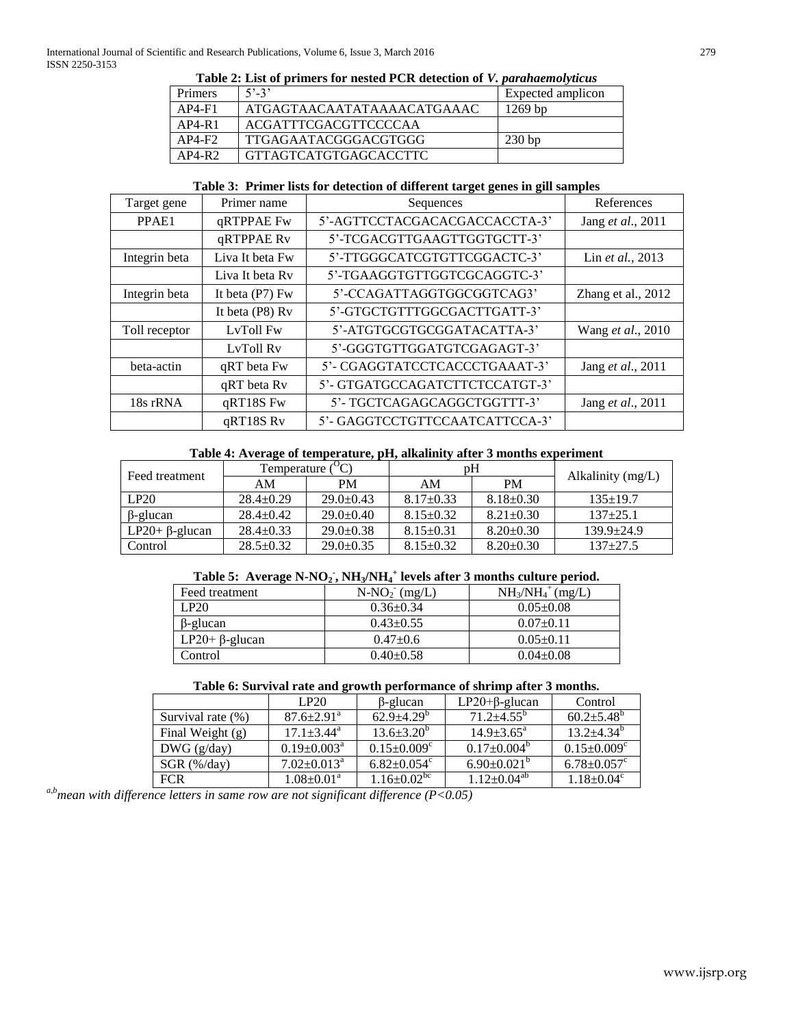**Table 2: List of primers for nested PCR detection of *V. parahaemolyticus***

| Primers | 5'-3' | Expected amplicon |
|---|---|---|
| AP4-F1 | ATGAGTAACAATATAAAACATGAAAC | 1269 bp |
| AP4-R1 | ACGATTTCGACGTTCCCCAA | |
| AP4-F2 | TTGAGAATACGGGACGTGGG | 230 bp |
| AP4-R2 | GTTAGTCATGTGAGCACCTTC | |

**Table 3: Primer lists for detection of different target genes in gill samples**

| Target gene | Primer name | Sequences | References |
|---|---|---|---|
| PPAE1 | qRTPPAE Fw | 5'-AGTTCCTACGACACGACCACCTA-3' | Jang *et al.*, 2011 |
| | qRTPPAE Rv | 5'-TCGACGTTGAAGTTGGTGCTT-3' | |
| Integrin beta | Liva It beta Fw | 5'-TTGGGCATCGTGTTCGGACTC-3' | Lin *et al.*, 2013 |
| | Liva It beta Rv | 5'-TGAAGGTGTTGGTCGCAGGTC-3' | |
| Integrin beta | It beta (P7) Fw | 5'-CCAGATTAGGTGGCGGTCAG3' | Zhang et al., 2012 |
| | It beta (P8) Rv | 5'-GTGCTGTTTGGCGACTTGATT-3' | |
| Toll receptor | LvToll Fw | 5'-ATGTGCGTGCGGATACATTA-3' | Wang *et al.*, 2010 |
| | LvToll Rv | 5'-GGGTGTTGGATGTCGAGAGT-3' | |
| beta-actin | qRT beta Fw | 5'- CGAGGTATCCTCACCCTGAAAT-3' | Jang *et al.*, 2011 |
| | qRT beta Rv | 5'- GTGATGCCAGATCTTCTCCATGT-3' | |
| 18s rRNA | qRT18S Fw | 5'- TGCTCAGAGCAGGCTGGTTT-3' | Jang *et al.*, 2011 |
| | qRT18S Rv | 5'- GAGGTCCTGTTCCAATCATTCCA-3' | |

**Table 4: Average of temperature, pH, alkalinity after 3 months experiment**

| Feed treatment | Temperature ($^{O}C$) | | pH | | Alkalinity (mg/L) |
|---|---|---|---|---|---|
| | AM | PM | AM | PM | |
| LP20 | 28.4±0.29 | 29.0±0.43 | 8.17±0.33 | 8.18±0.30 | 135±19.7 |
| β-glucan | 28.4±0.42 | 29.0±0.40 | 8.15±0.32 | 8.21±0.30 | 137±25.1 |
| LP20+ β-glucan | 28.4±0.33 | 29.0±0.38 | 8.15±0.31 | 8.20±0.30 | 139.9±24.9 |
| Control | 28.5±0.32 | 29.0±0.35 | 8.15±0.32 | 8.20±0.30 | 137±27.5 |

**Table 5: Average N-$NO_2^-$, $NH_3$/$NH_4^+$ levels after 3 months culture period.**

| Feed treatment | N-$NO_2^-$ (mg/L) | $NH_3$/$NH_4^+$ (mg/L) |
|---|---|---|
| LP20 | 0.36±0.34 | 0.05±0.08 |
| β-glucan | 0.43±0.55 | 0.07±0.11 |
| LP20+ β-glucan | 0.47±0.6 | 0.05±0.11 |
| Control | 0.40±0.58 | 0.04±0.08 |

**Table 6: Survival rate and growth performance of shrimp after 3 months.**

| | LP20 | β-glucan | LP20+β-glucan | Control |
|---|---|---|---|---|
| Survival rate (%) | 87.6±2.91[a] | 62.9±4.29[b] | 71.2±4.55[b] | 60.2±5.48[b] |
| Final Weight (g) | 17.1±3.44[a] | 13.6±3.20[b] | 14.9±3.65[a] | 13.2±4.34[b] |
| DWG (g/day) | 0.19±0.003[a] | 0.15±0.009[c] | 0.17±0.004[b] | 0.15±0.009[c] |
| SGR (%/day) | 7.02±0.013[a] | 6.82±0.054[c] | 6.90±0.021[b] | 6.78±0.057[c] |
| FCR | 1.08±0.01[a] | 1.16±0.02[bc] | 1.12±0.04[ab] | 1.18±0.04[c] |

*[a,b]mean with difference letters in same row are not significant difference (P<0.05)*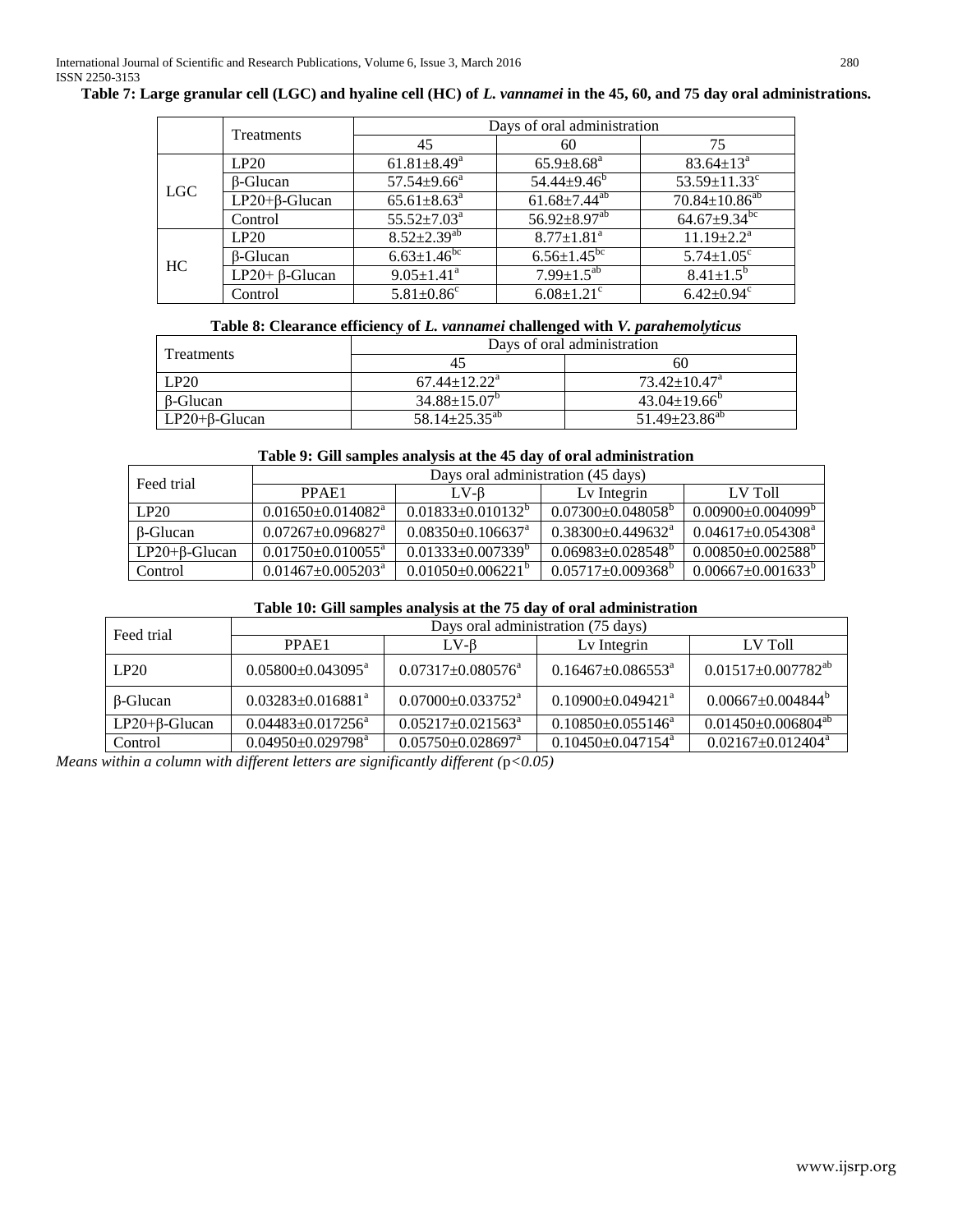**Table 7: Large granular cell (LGC) and hyaline cell (HC) of *L. vannamei* in the 45, 60, and 75 day oral administrations.**

| | Treatments | Days of oral administration | | |
|---|---|---|---|---|
| | | 45 | 60 | 75 |
| LGC | LP20 | $61.81 \pm 8.49^{a}$ | $65.9 \pm 8.68^{a}$ | $83.64 \pm 13^{a}$ |
| | β-Glucan | $57.54 \pm 9.66^{a}$ | $54.44 \pm 9.46^{b}$ | $53.59 \pm 11.33^{c}$ |
| | LP20+β-Glucan | $65.61 \pm 8.63^{a}$ | $61.68 \pm 7.44^{ab}$ | $70.84 \pm 10.86^{ab}$ |
| | Control | $55.52 \pm 7.03^{a}$ | $56.92 \pm 8.97^{ab}$ | $64.67 \pm 9.34^{bc}$ |
| HC | LP20 | $8.52 \pm 2.39^{ab}$ | $8.77 \pm 1.81^{a}$ | $11.19 \pm 2.2^{a}$ |
| | β-Glucan | $6.63 \pm 1.46^{bc}$ | $6.56 \pm 1.45^{bc}$ | $5.74 \pm 1.05^{c}$ |
| | LP20+ β-Glucan | $9.05 \pm 1.41^{a}$ | $7.99 \pm 1.5^{ab}$ | $8.41 \pm 1.5^{b}$ |
| | Control | $5.81 \pm 0.86^{c}$ | $6.08 \pm 1.21^{c}$ | $6.42 \pm 0.94^{c}$ |

**Table 8: Clearance efficiency of *L. vannamei* challenged with *V. parahemolyticus***

| Treatments | Days of oral administration | |
|---|---|---|
| | 45 | 60 |
| LP20 | $67.44 \pm 12.22^{a}$ | $73.42 \pm 10.47^{a}$ |
| β-Glucan | $34.88 \pm 15.07^{b}$ | $43.04 \pm 19.66^{b}$ |
| LP20+β-Glucan | $58.14 \pm 25.35^{ab}$ | $51.49 \pm 23.86^{ab}$ |

**Table 9: Gill samples analysis at the 45 day of oral administration**

| Feed trial | Days oral administration (45 days) | | | |
|---|---|---|---|---|
| | PPAE1 | LV-β | Lv Integrin | LV Toll |
| LP20 | $0.01650 \pm 0.014082^{a}$ | $0.01833 \pm 0.010132^{b}$ | $0.07300 \pm 0.048058^{b}$ | $0.00900 \pm 0.004099^{b}$ |
| β-Glucan | $0.07267 \pm 0.096827^{a}$ | $0.08350 \pm 0.106637^{a}$ | $0.38300 \pm 0.449632^{a}$ | $0.04617 \pm 0.054308^{a}$ |
| LP20+β-Glucan | $0.01750 \pm 0.010055^{a}$ | $0.01333 \pm 0.007339^{b}$ | $0.06983 \pm 0.028548^{b}$ | $0.00850 \pm 0.002588^{b}$ |
| Control | $0.01467 \pm 0.005203^{a}$ | $0.01050 \pm 0.006221^{b}$ | $0.05717 \pm 0.009368^{b}$ | $0.00667 \pm 0.001633^{b}$ |

**Table 10: Gill samples analysis at the 75 day of oral administration**

| Feed trial | Days oral administration (75 days) | | | |
|---|---|---|---|---|
| | PPAE1 | LV-β | Lv Integrin | LV Toll |
| LP20 | $0.05800 \pm 0.043095^{a}$ | $0.07317 \pm 0.080576^{a}$ | $0.16467 \pm 0.086553^{a}$ | $0.01517 \pm 0.007782^{ab}$ |
| β-Glucan | $0.03283 \pm 0.016881^{a}$ | $0.07000 \pm 0.033752^{a}$ | $0.10900 \pm 0.049421^{a}$ | $0.00667 \pm 0.004844^{b}$ |
| LP20+β-Glucan | $0.04483 \pm 0.017256^{a}$ | $0.05217 \pm 0.021563^{a}$ | $0.10850 \pm 0.055146^{a}$ | $0.01450 \pm 0.006804^{ab}$ |
| Control | $0.04950 \pm 0.029798^{a}$ | $0.05750 \pm 0.028697^{a}$ | $0.10450 \pm 0.047154^{a}$ | $0.02167 \pm 0.012404^{a}$ |

*Means within a column with different letters are significantly different ($p < 0.05$)*